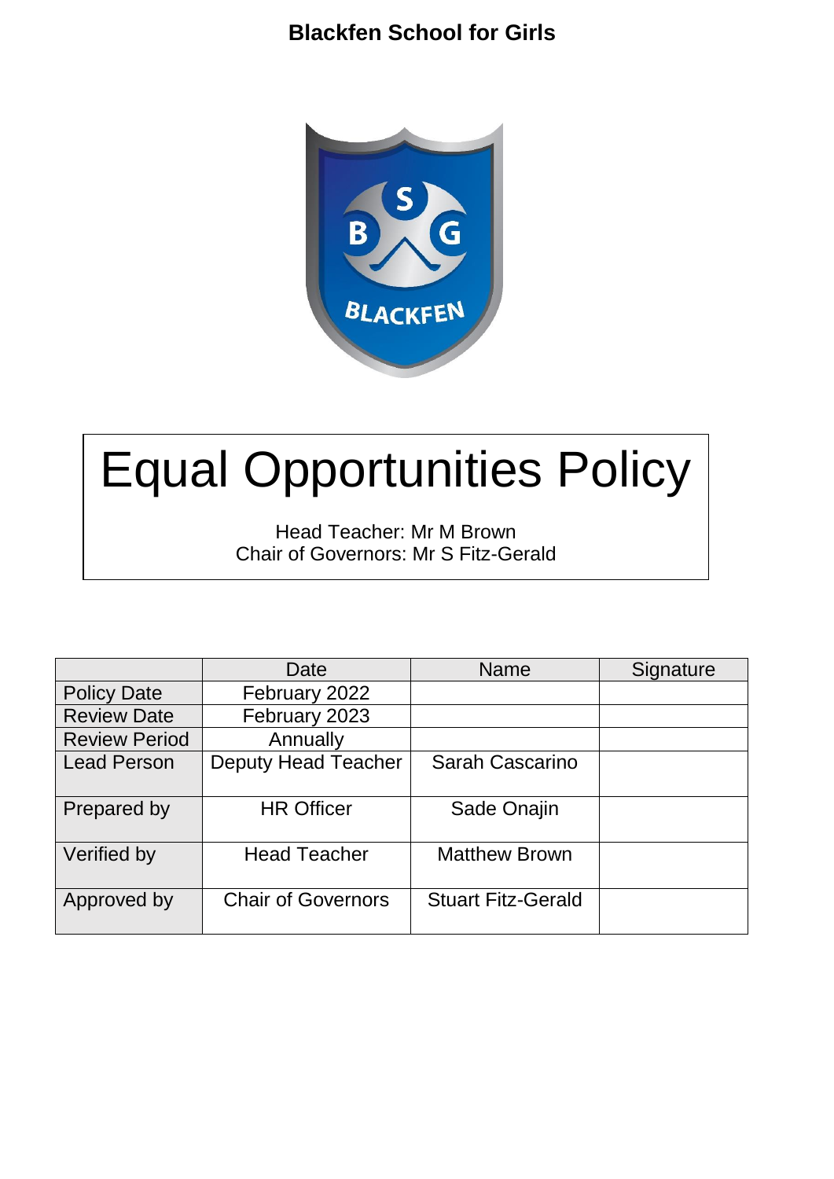**Blackfen School for Girls**

# Equal Opportunities Policy

Head Teacher: Mr M Brown
Chair of Governors: Mr S Fitz-Gerald

| | Date | Name | Signature |
|---|---|---|---|
| Policy Date | February 2022 | | |
| Review Date | February 2023 | | |
| Review Period | Annually | | |
| Lead Person | Deputy Head Teacher | Sarah Cascarino | |
| Prepared by | HR Officer | Sade Onajin | |
| Verified by | Head Teacher | Matthew Brown | |
| Approved by | Chair of Governors | Stuart Fitz-Gerald | |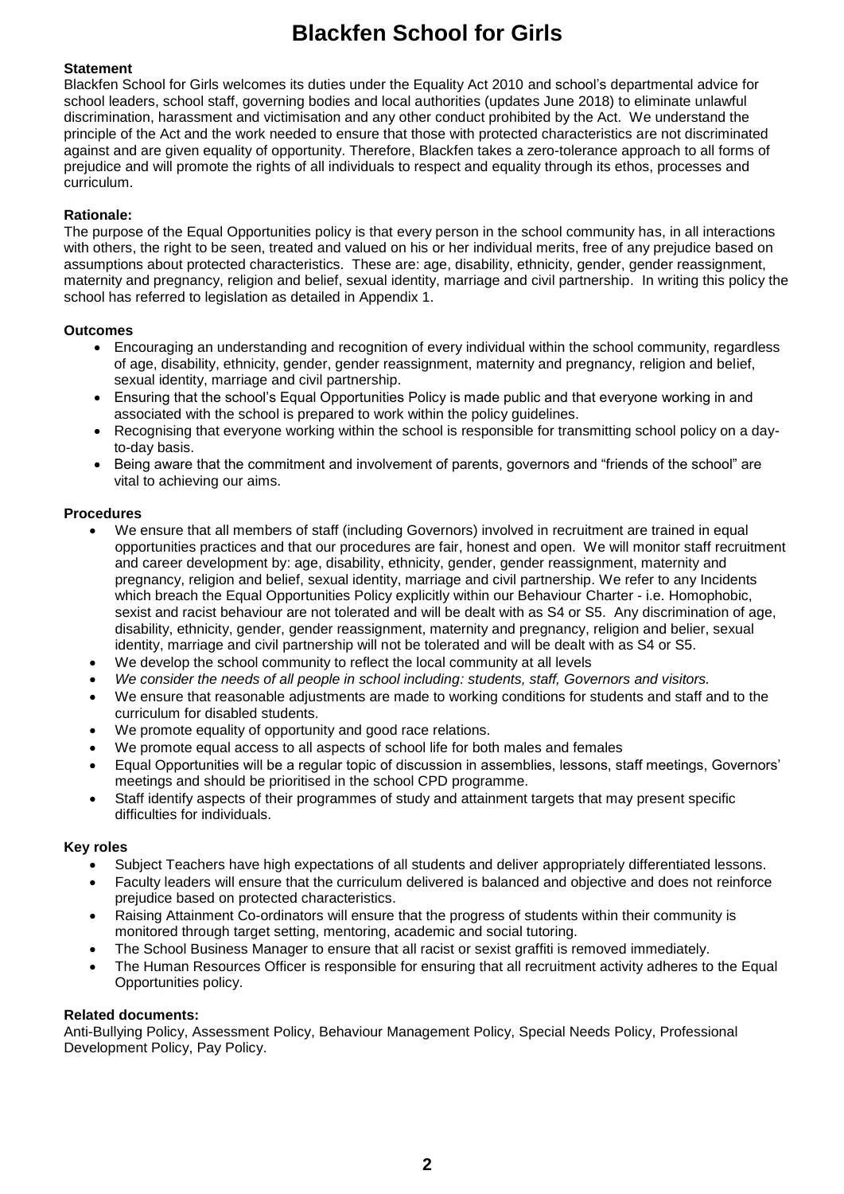# Blackfen School for Girls

**Statement**

Blackfen School for Girls welcomes its duties under the Equality Act 2010 and school's departmental advice for school leaders, school staff, governing bodies and local authorities (updates June 2018) to eliminate unlawful discrimination, harassment and victimisation and any other conduct prohibited by the Act. We understand the principle of the Act and the work needed to ensure that those with protected characteristics are not discriminated against and are given equality of opportunity. Therefore, Blackfen takes a zero-tolerance approach to all forms of prejudice and will promote the rights of all individuals to respect and equality through its ethos, processes and curriculum.

**Rationale:**

The purpose of the Equal Opportunities policy is that every person in the school community has, in all interactions with others, the right to be seen, treated and valued on his or her individual merits, free of any prejudice based on assumptions about protected characteristics. These are: age, disability, ethnicity, gender, gender reassignment, maternity and pregnancy, religion and belief, sexual identity, marriage and civil partnership. In writing this policy the school has referred to legislation as detailed in Appendix 1.

**Outcomes**

- Encouraging an understanding and recognition of every individual within the school community, regardless of age, disability, ethnicity, gender, gender reassignment, maternity and pregnancy, religion and belief, sexual identity, marriage and civil partnership.
- Ensuring that the school's Equal Opportunities Policy is made public and that everyone working in and associated with the school is prepared to work within the policy guidelines.
- Recognising that everyone working within the school is responsible for transmitting school policy on a day-to-day basis.
- Being aware that the commitment and involvement of parents, governors and "friends of the school" are vital to achieving our aims.

**Procedures**

- We ensure that all members of staff (including Governors) involved in recruitment are trained in equal opportunities practices and that our procedures are fair, honest and open. We will monitor staff recruitment and career development by: age, disability, ethnicity, gender, gender reassignment, maternity and pregnancy, religion and belief, sexual identity, marriage and civil partnership. We refer to any Incidents which breach the Equal Opportunities Policy explicitly within our Behaviour Charter - i.e. Homophobic, sexist and racist behaviour are not tolerated and will be dealt with as S4 or S5. Any discrimination of age, disability, ethnicity, gender, gender reassignment, maternity and pregnancy, religion and belier, sexual identity, marriage and civil partnership will not be tolerated and will be dealt with as S4 or S5.
- We develop the school community to reflect the local community at all levels
- *We consider the needs of all people in school including: students, staff, Governors and visitors.*
- We ensure that reasonable adjustments are made to working conditions for students and staff and to the curriculum for disabled students.
- We promote equality of opportunity and good race relations.
- We promote equal access to all aspects of school life for both males and females
- Equal Opportunities will be a regular topic of discussion in assemblies, lessons, staff meetings, Governors' meetings and should be prioritised in the school CPD programme.
- Staff identify aspects of their programmes of study and attainment targets that may present specific difficulties for individuals.

**Key roles**

- Subject Teachers have high expectations of all students and deliver appropriately differentiated lessons.
- Faculty leaders will ensure that the curriculum delivered is balanced and objective and does not reinforce prejudice based on protected characteristics.
- Raising Attainment Co-ordinators will ensure that the progress of students within their community is monitored through target setting, mentoring, academic and social tutoring.
- The School Business Manager to ensure that all racist or sexist graffiti is removed immediately.
- The Human Resources Officer is responsible for ensuring that all recruitment activity adheres to the Equal Opportunities policy.

**Related documents:**

Anti-Bullying Policy, Assessment Policy, Behaviour Management Policy, Special Needs Policy, Professional Development Policy, Pay Policy.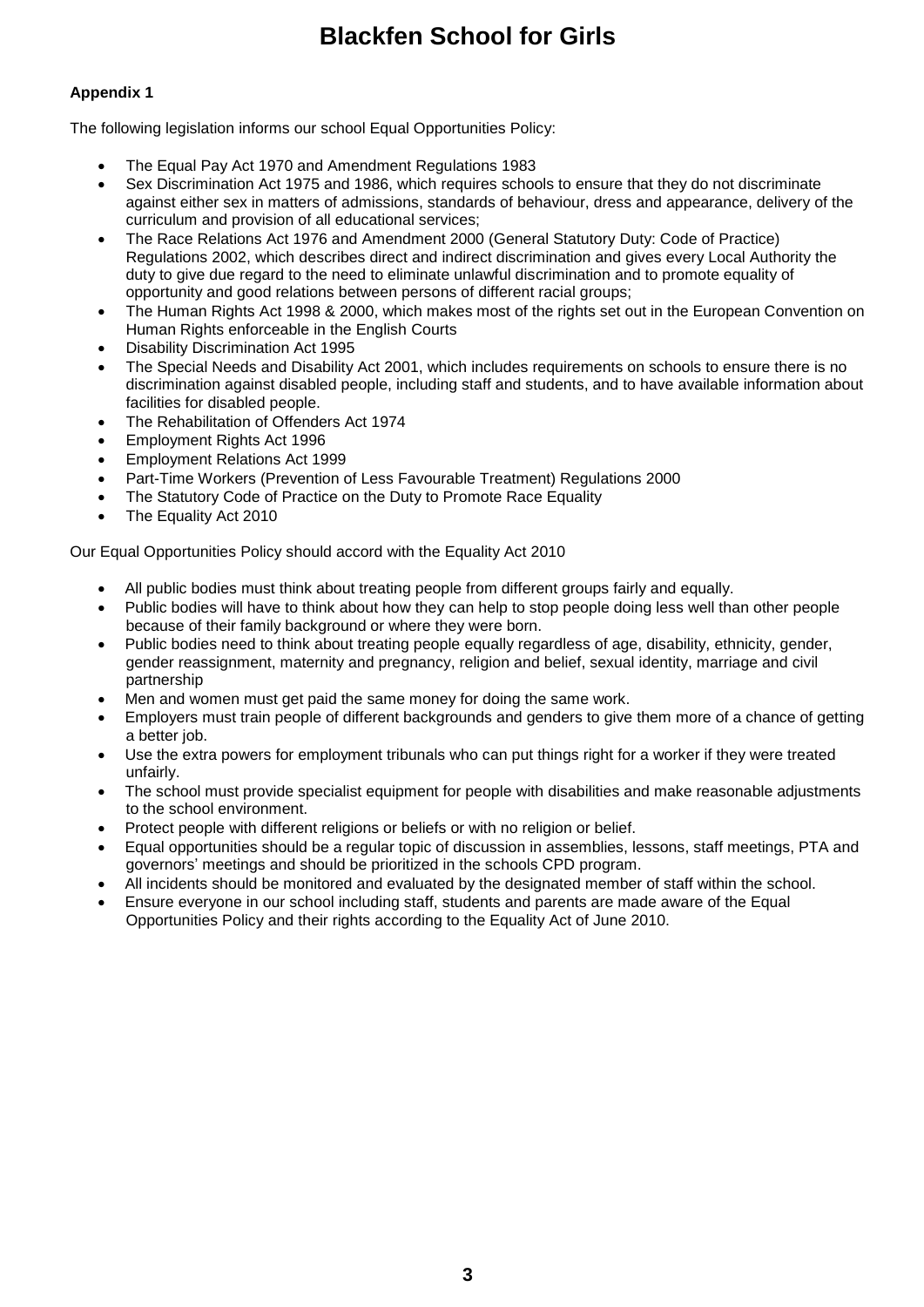# Blackfen School for Girls

**Appendix 1**

The following legislation informs our school Equal Opportunities Policy:

- The Equal Pay Act 1970 and Amendment Regulations 1983
- Sex Discrimination Act 1975 and 1986, which requires schools to ensure that they do not discriminate against either sex in matters of admissions, standards of behaviour, dress and appearance, delivery of the curriculum and provision of all educational services;
- The Race Relations Act 1976 and Amendment 2000 (General Statutory Duty: Code of Practice) Regulations 2002, which describes direct and indirect discrimination and gives every Local Authority the duty to give due regard to the need to eliminate unlawful discrimination and to promote equality of opportunity and good relations between persons of different racial groups;
- The Human Rights Act 1998 & 2000, which makes most of the rights set out in the European Convention on Human Rights enforceable in the English Courts
- Disability Discrimination Act 1995
- The Special Needs and Disability Act 2001, which includes requirements on schools to ensure there is no discrimination against disabled people, including staff and students, and to have available information about facilities for disabled people.
- The Rehabilitation of Offenders Act 1974
- Employment Rights Act 1996
- Employment Relations Act 1999
- Part-Time Workers (Prevention of Less Favourable Treatment) Regulations 2000
- The Statutory Code of Practice on the Duty to Promote Race Equality
- The Equality Act 2010

Our Equal Opportunities Policy should accord with the Equality Act 2010

- All public bodies must think about treating people from different groups fairly and equally.
- Public bodies will have to think about how they can help to stop people doing less well than other people because of their family background or where they were born.
- Public bodies need to think about treating people equally regardless of age, disability, ethnicity, gender, gender reassignment, maternity and pregnancy, religion and belief, sexual identity, marriage and civil partnership
- Men and women must get paid the same money for doing the same work.
- Employers must train people of different backgrounds and genders to give them more of a chance of getting a better job.
- Use the extra powers for employment tribunals who can put things right for a worker if they were treated unfairly.
- The school must provide specialist equipment for people with disabilities and make reasonable adjustments to the school environment.
- Protect people with different religions or beliefs or with no religion or belief.
- Equal opportunities should be a regular topic of discussion in assemblies, lessons, staff meetings, PTA and governors' meetings and should be prioritized in the schools CPD program.
- All incidents should be monitored and evaluated by the designated member of staff within the school.
- Ensure everyone in our school including staff, students and parents are made aware of the Equal Opportunities Policy and their rights according to the Equality Act of June 2010.